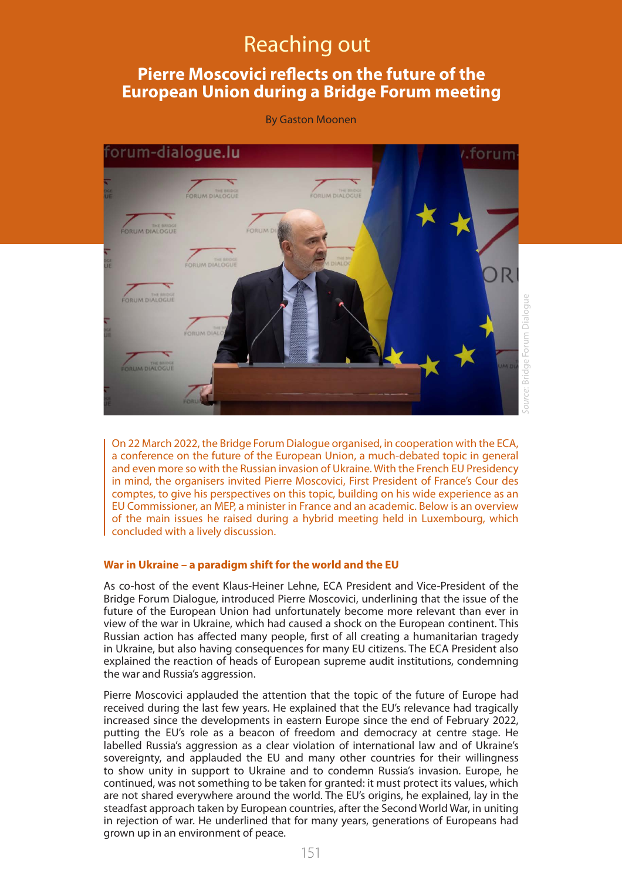# Reaching out

## Pierre Moscovici reflects on the future of the European Union during a Bridge Forum meeting

By Gaston Moonen

*Source: Bridge Forum Dialogue*

On 22 March 2022, the Bridge Forum Dialogue organised, in cooperation with the ECA, a conference on the future of the European Union, a much-debated topic in general and even more so with the Russian invasion of Ukraine. With the French EU Presidency in mind, the organisers invited Pierre Moscovici, First President of France's Cour des comptes, to give his perspectives on this topic, building on his wide experience as an EU Commissioner, an MEP, a minister in France and an academic. Below is an overview of the main issues he raised during a hybrid meeting held in Luxembourg, which concluded with a lively discussion.

### War in Ukraine – a paradigm shift for the world and the EU

As co-host of the event Klaus-Heiner Lehne, ECA President and Vice-President of the Bridge Forum Dialogue, introduced Pierre Moscovici, underlining that the issue of the future of the European Union had unfortunately become more relevant than ever in view of the war in Ukraine, which had caused a shock on the European continent. This Russian action has affected many people, first of all creating a humanitarian tragedy in Ukraine, but also having consequences for many EU citizens. The ECA President also explained the reaction of heads of European supreme audit institutions, condemning the war and Russia's aggression.

Pierre Moscovici applauded the attention that the topic of the future of Europe had received during the last few years. He explained that the EU's relevance had tragically increased since the developments in eastern Europe since the end of February 2022, putting the EU's role as a beacon of freedom and democracy at centre stage. He labelled Russia's aggression as a clear violation of international law and of Ukraine's sovereignty, and applauded the EU and many other countries for their willingness to show unity in support to Ukraine and to condemn Russia's invasion. Europe, he continued, was not something to be taken for granted: it must protect its values, which are not shared everywhere around the world. The EU's origins, he explained, lay in the steadfast approach taken by European countries, after the Second World War, in uniting in rejection of war. He underlined that for many years, generations of Europeans had grown up in an environment of peace.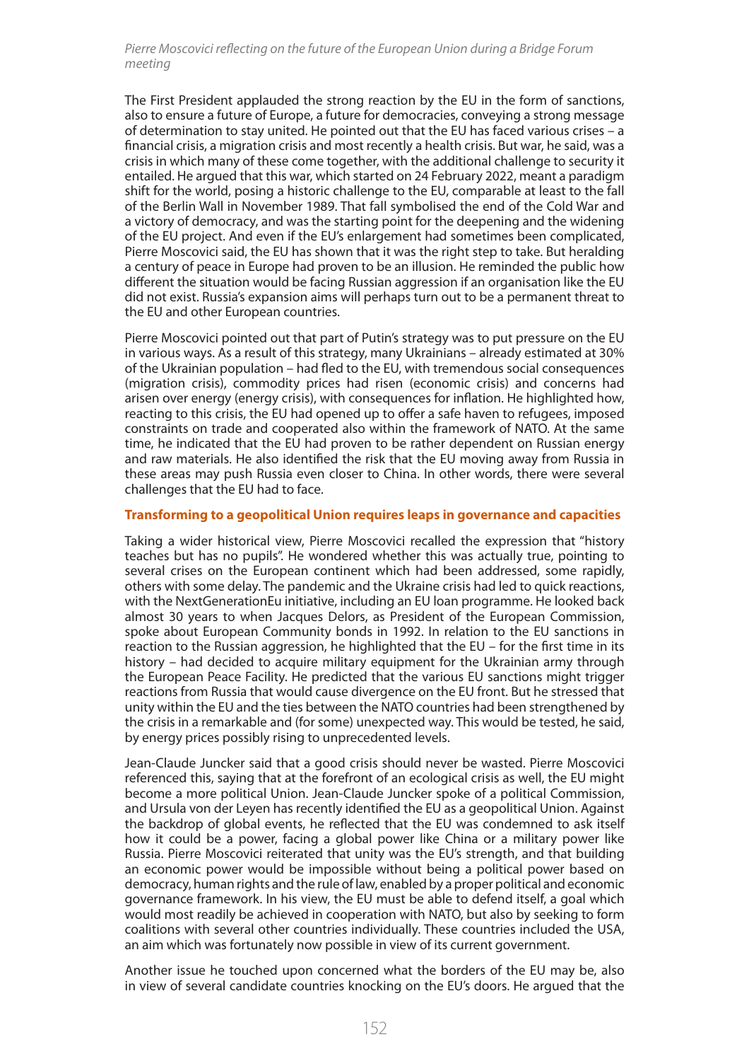*Pierre Moscovici reflecting on the future of the European Union during a Bridge Forum meeting*

The First President applauded the strong reaction by the EU in the form of sanctions, also to ensure a future of Europe, a future for democracies, conveying a strong message of determination to stay united. He pointed out that the EU has faced various crises – a financial crisis, a migration crisis and most recently a health crisis. But war, he said, was a crisis in which many of these come together, with the additional challenge to security it entailed. He argued that this war, which started on 24 February 2022, meant a paradigm shift for the world, posing a historic challenge to the EU, comparable at least to the fall of the Berlin Wall in November 1989. That fall symbolised the end of the Cold War and a victory of democracy, and was the starting point for the deepening and the widening of the EU project. And even if the EU's enlargement had sometimes been complicated, Pierre Moscovici said, the EU has shown that it was the right step to take. But heralding a century of peace in Europe had proven to be an illusion. He reminded the public how different the situation would be facing Russian aggression if an organisation like the EU did not exist. Russia's expansion aims will perhaps turn out to be a permanent threat to the EU and other European countries.

Pierre Moscovici pointed out that part of Putin's strategy was to put pressure on the EU in various ways. As a result of this strategy, many Ukrainians – already estimated at 30% of the Ukrainian population – had fled to the EU, with tremendous social consequences (migration crisis), commodity prices had risen (economic crisis) and concerns had arisen over energy (energy crisis), with consequences for inflation. He highlighted how, reacting to this crisis, the EU had opened up to offer a safe haven to refugees, imposed constraints on trade and cooperated also within the framework of NATO. At the same time, he indicated that the EU had proven to be rather dependent on Russian energy and raw materials. He also identified the risk that the EU moving away from Russia in these areas may push Russia even closer to China. In other words, there were several challenges that the EU had to face.

**Transforming to a geopolitical Union requires leaps in governance and capacities**

Taking a wider historical view, Pierre Moscovici recalled the expression that "history teaches but has no pupils". He wondered whether this was actually true, pointing to several crises on the European continent which had been addressed, some rapidly, others with some delay. The pandemic and the Ukraine crisis had led to quick reactions, with the NextGenerationEu initiative, including an EU loan programme. He looked back almost 30 years to when Jacques Delors, as President of the European Commission, spoke about European Community bonds in 1992. In relation to the EU sanctions in reaction to the Russian aggression, he highlighted that the EU – for the first time in its history – had decided to acquire military equipment for the Ukrainian army through the European Peace Facility. He predicted that the various EU sanctions might trigger reactions from Russia that would cause divergence on the EU front. But he stressed that unity within the EU and the ties between the NATO countries had been strengthened by the crisis in a remarkable and (for some) unexpected way. This would be tested, he said, by energy prices possibly rising to unprecedented levels.

Jean-Claude Juncker said that a good crisis should never be wasted. Pierre Moscovici referenced this, saying that at the forefront of an ecological crisis as well, the EU might become a more political Union. Jean-Claude Juncker spoke of a political Commission, and Ursula von der Leyen has recently identified the EU as a geopolitical Union. Against the backdrop of global events, he reflected that the EU was condemned to ask itself how it could be a power, facing a global power like China or a military power like Russia. Pierre Moscovici reiterated that unity was the EU's strength, and that building an economic power would be impossible without being a political power based on democracy, human rights and the rule of law, enabled by a proper political and economic governance framework. In his view, the EU must be able to defend itself, a goal which would most readily be achieved in cooperation with NATO, but also by seeking to form coalitions with several other countries individually. These countries included the USA, an aim which was fortunately now possible in view of its current government.

Another issue he touched upon concerned what the borders of the EU may be, also in view of several candidate countries knocking on the EU's doors. He argued that the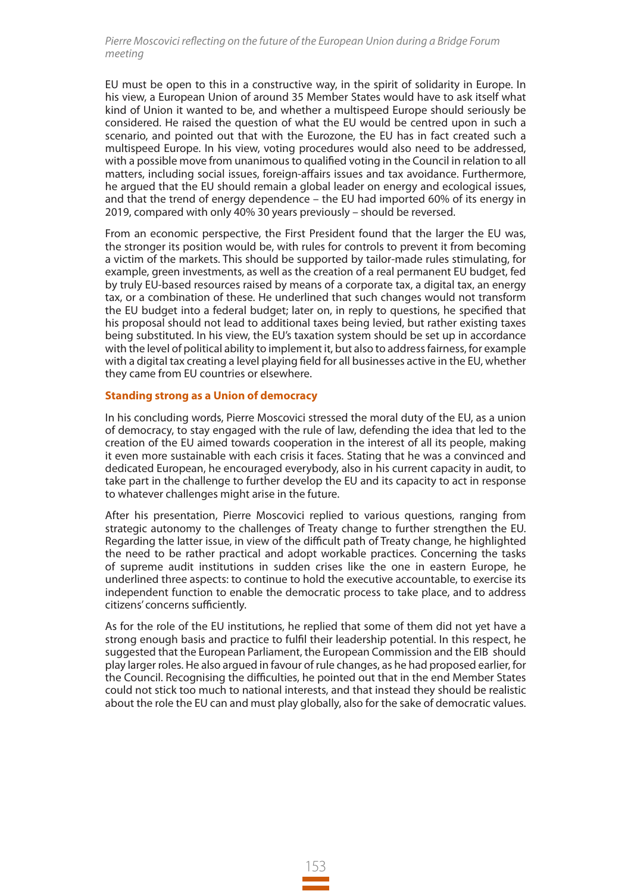*Pierre Moscovici reflecting on the future of the European Union during a Bridge Forum meeting*

EU must be open to this in a constructive way, in the spirit of solidarity in Europe. In his view, a European Union of around 35 Member States would have to ask itself what kind of Union it wanted to be, and whether a multispeed Europe should seriously be considered. He raised the question of what the EU would be centred upon in such a scenario, and pointed out that with the Eurozone, the EU has in fact created such a multispeed Europe. In his view, voting procedures would also need to be addressed, with a possible move from unanimous to qualified voting in the Council in relation to all matters, including social issues, foreign-affairs issues and tax avoidance. Furthermore, he argued that the EU should remain a global leader on energy and ecological issues, and that the trend of energy dependence – the EU had imported 60% of its energy in 2019, compared with only 40% 30 years previously – should be reversed.

From an economic perspective, the First President found that the larger the EU was, the stronger its position would be, with rules for controls to prevent it from becoming a victim of the markets. This should be supported by tailor-made rules stimulating, for example, green investments, as well as the creation of a real permanent EU budget, fed by truly EU-based resources raised by means of a corporate tax, a digital tax, an energy tax, or a combination of these. He underlined that such changes would not transform the EU budget into a federal budget; later on, in reply to questions, he specified that his proposal should not lead to additional taxes being levied, but rather existing taxes being substituted. In his view, the EU's taxation system should be set up in accordance with the level of political ability to implement it, but also to address fairness, for example with a digital tax creating a level playing field for all businesses active in the EU, whether they came from EU countries or elsewhere.

### Standing strong as a Union of democracy

In his concluding words, Pierre Moscovici stressed the moral duty of the EU, as a union of democracy, to stay engaged with the rule of law, defending the idea that led to the creation of the EU aimed towards cooperation in the interest of all its people, making it even more sustainable with each crisis it faces. Stating that he was a convinced and dedicated European, he encouraged everybody, also in his current capacity in audit, to take part in the challenge to further develop the EU and its capacity to act in response to whatever challenges might arise in the future.

After his presentation, Pierre Moscovici replied to various questions, ranging from strategic autonomy to the challenges of Treaty change to further strengthen the EU. Regarding the latter issue, in view of the difficult path of Treaty change, he highlighted the need to be rather practical and adopt workable practices. Concerning the tasks of supreme audit institutions in sudden crises like the one in eastern Europe, he underlined three aspects: to continue to hold the executive accountable, to exercise its independent function to enable the democratic process to take place, and to address citizens' concerns sufficiently.

As for the role of the EU institutions, he replied that some of them did not yet have a strong enough basis and practice to fulfil their leadership potential. In this respect, he suggested that the European Parliament, the European Commission and the EIB should play larger roles. He also argued in favour of rule changes, as he had proposed earlier, for the Council. Recognising the difficulties, he pointed out that in the end Member States could not stick too much to national interests, and that instead they should be realistic about the role the EU can and must play globally, also for the sake of democratic values.